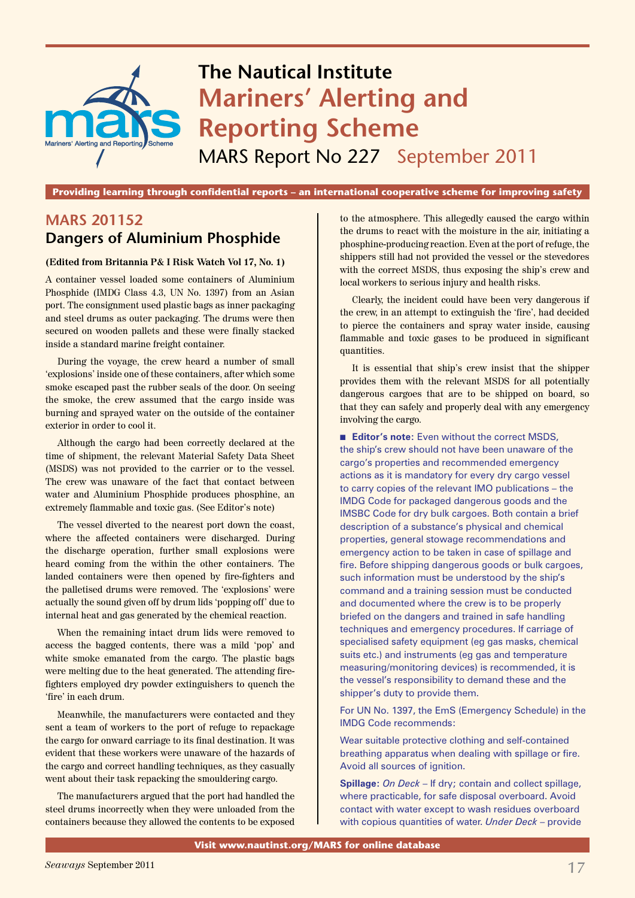# The Nautical Institute
# Mariners' Alerting and Reporting Scheme

MARS Report No 227 September 2011

**Providing learning through confidential reports – an international cooperative scheme for improving safety**

## MARS 201152
### Dangers of Aluminium Phosphide

**(Edited from Britannia P& I Risk Watch Vol 17, No. 1)**

A container vessel loaded some containers of Aluminium Phosphide (IMDG Class 4.3, UN No. 1397) from an Asian port. The consignment used plastic bags as inner packaging and steel drums as outer packaging. The drums were then secured on wooden pallets and these were finally stacked inside a standard marine freight container.

During the voyage, the crew heard a number of small 'explosions' inside one of these containers, after which some smoke escaped past the rubber seals of the door. On seeing the smoke, the crew assumed that the cargo inside was burning and sprayed water on the outside of the container exterior in order to cool it.

Although the cargo had been correctly declared at the time of shipment, the relevant Material Safety Data Sheet (MSDS) was not provided to the carrier or to the vessel. The crew was unaware of the fact that contact between water and Aluminium Phosphide produces phosphine, an extremely flammable and toxic gas. (See Editor's note)

The vessel diverted to the nearest port down the coast, where the affected containers were discharged. During the discharge operation, further small explosions were heard coming from the within the other containers. The landed containers were then opened by fire-fighters and the palletised drums were removed. The 'explosions' were actually the sound given off by drum lids 'popping off' due to internal heat and gas generated by the chemical reaction.

When the remaining intact drum lids were removed to access the bagged contents, there was a mild 'pop' and white smoke emanated from the cargo. The plastic bags were melting due to the heat generated. The attending fire-fighters employed dry powder extinguishers to quench the 'fire' in each drum.

Meanwhile, the manufacturers were contacted and they sent a team of workers to the port of refuge to repackage the cargo for onward carriage to its final destination. It was evident that these workers were unaware of the hazards of the cargo and correct handling techniques, as they casually went about their task repacking the smouldering cargo.

The manufacturers argued that the port had handled the steel drums incorrectly when they were unloaded from the containers because they allowed the contents to be exposed to the atmosphere. This allegedly caused the cargo within the drums to react with the moisture in the air, initiating a phosphine-producing reaction. Even at the port of refuge, the shippers still had not provided the vessel or the stevedores with the correct MSDS, thus exposing the ship's crew and local workers to serious injury and health risks.

Clearly, the incident could have been very dangerous if the crew, in an attempt to extinguish the 'fire', had decided to pierce the containers and spray water inside, causing flammable and toxic gases to be produced in significant quantities.

It is essential that ship's crew insist that the shipper provides them with the relevant MSDS for all potentially dangerous cargoes that are to be shipped on board, so that they can safely and properly deal with any emergency involving the cargo.

■ **Editor's note:** Even without the correct MSDS, the ship's crew should not have been unaware of the cargo's properties and recommended emergency actions as it is mandatory for every dry cargo vessel to carry copies of the relevant IMO publications – the IMDG Code for packaged dangerous goods and the IMSBC Code for dry bulk cargoes. Both contain a brief description of a substance's physical and chemical properties, general stowage recommendations and emergency action to be taken in case of spillage and fire. Before shipping dangerous goods or bulk cargoes, such information must be understood by the ship's command and a training session must be conducted and documented where the crew is to be properly briefed on the dangers and trained in safe handling techniques and emergency procedures. If carriage of specialised safety equipment (eg gas masks, chemical suits etc.) and instruments (eg gas and temperature measuring/monitoring devices) is recommended, it is the vessel's responsibility to demand these and the shipper's duty to provide them.

For UN No. 1397, the EmS (Emergency Schedule) in the IMDG Code recommends:

Wear suitable protective clothing and self-contained breathing apparatus when dealing with spillage or fire. Avoid all sources of ignition.

**Spillage:** *On Deck* – If dry; contain and collect spillage, where practicable, for safe disposal overboard. Avoid contact with water except to wash residues overboard with copious quantities of water. *Under Deck* – provide

**Visit www.nautinst.org/MARS for online database**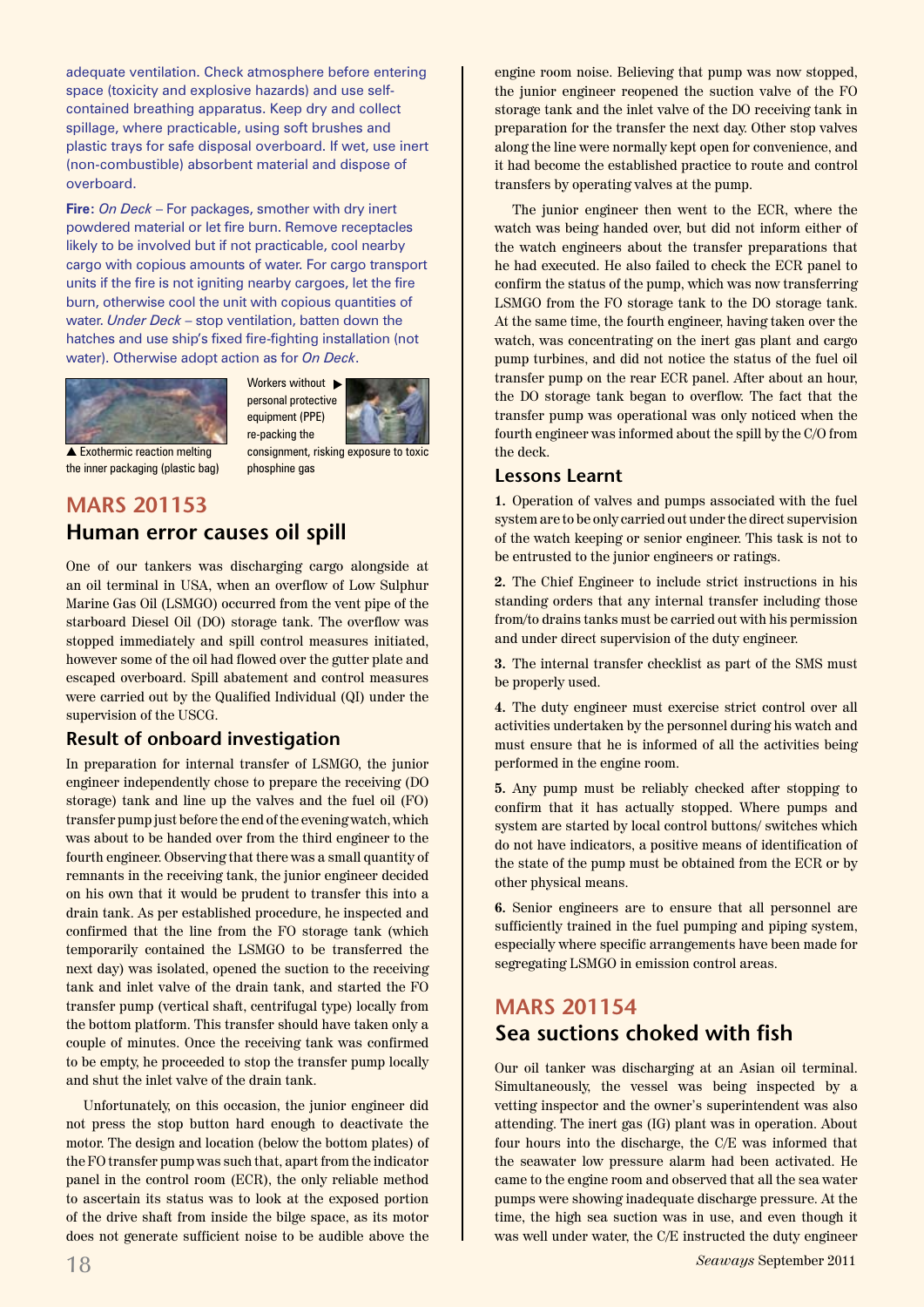adequate ventilation. Check atmosphere before entering space (toxicity and explosive hazards) and use self-contained breathing apparatus. Keep dry and collect spillage, where practicable, using soft brushes and plastic trays for safe disposal overboard. If wet, use inert (non-combustible) absorbent material and dispose of overboard.

**Fire**: *On Deck* – For packages, smother with dry inert powdered material or let fire burn. Remove receptacles likely to be involved but if not practicable, cool nearby cargo with copious amounts of water. For cargo transport units if the fire is not igniting nearby cargoes, let the fire burn, otherwise cool the unit with copious quantities of water. *Under Deck* – stop ventilation, batten down the hatches and use ship's fixed fire-fighting installation (not water). Otherwise adopt action as for *On Deck*.

▲ Exothermic reaction melting the inner packaging (plastic bag)

Workers without personal protective equipment (PPE) re-packing the consignment, risking exposure to toxic phosphine gas ▶

## MARS 201153

## Human error causes oil spill

One of our tankers was discharging cargo alongside at an oil terminal in USA, when an overflow of Low Sulphur Marine Gas Oil (LSMGO) occurred from the vent pipe of the starboard Diesel Oil (DO) storage tank. The overflow was stopped immediately and spill control measures initiated, however some of the oil had flowed over the gutter plate and escaped overboard. Spill abatement and control measures were carried out by the Qualified Individual (QI) under the supervision of the USCG.

### Result of onboard investigation

In preparation for internal transfer of LSMGO, the junior engineer independently chose to prepare the receiving (DO storage) tank and line up the valves and the fuel oil (FO) transfer pump just before the end of the evening watch, which was about to be handed over from the third engineer to the fourth engineer. Observing that there was a small quantity of remnants in the receiving tank, the junior engineer decided on his own that it would be prudent to transfer this into a drain tank. As per established procedure, he inspected and confirmed that the line from the FO storage tank (which temporarily contained the LSMGO to be transferred the next day) was isolated, opened the suction to the receiving tank and inlet valve of the drain tank, and started the FO transfer pump (vertical shaft, centrifugal type) locally from the bottom platform. This transfer should have taken only a couple of minutes. Once the receiving tank was confirmed to be empty, he proceeded to stop the transfer pump locally and shut the inlet valve of the drain tank.

Unfortunately, on this occasion, the junior engineer did not press the stop button hard enough to deactivate the motor. The design and location (below the bottom plates) of the FO transfer pump was such that, apart from the indicator panel in the control room (ECR), the only reliable method to ascertain its status was to look at the exposed portion of the drive shaft from inside the bilge space, as its motor does not generate sufficient noise to be audible above the engine room noise. Believing that pump was now stopped, the junior engineer reopened the suction valve of the FO storage tank and the inlet valve of the DO receiving tank in preparation for the transfer the next day. Other stop valves along the line were normally kept open for convenience, and it had become the established practice to route and control transfers by operating valves at the pump.

The junior engineer then went to the ECR, where the watch was being handed over, but did not inform either of the watch engineers about the transfer preparations that he had executed. He also failed to check the ECR panel to confirm the status of the pump, which was now transferring LSMGO from the FO storage tank to the DO storage tank. At the same time, the fourth engineer, having taken over the watch, was concentrating on the inert gas plant and cargo pump turbines, and did not notice the status of the fuel oil transfer pump on the rear ECR panel. After about an hour, the DO storage tank began to overflow. The fact that the transfer pump was operational was only noticed when the fourth engineer was informed about the spill by the C/O from the deck.

### Lessons Learnt

**1.** Operation of valves and pumps associated with the fuel system are to be only carried out under the direct supervision of the watch keeping or senior engineer. This task is not to be entrusted to the junior engineers or ratings.

**2.** The Chief Engineer to include strict instructions in his standing orders that any internal transfer including those from/to drains tanks must be carried out with his permission and under direct supervision of the duty engineer.

**3.** The internal transfer checklist as part of the SMS must be properly used.

**4.** The duty engineer must exercise strict control over all activities undertaken by the personnel during his watch and must ensure that he is informed of all the activities being performed in the engine room.

**5.** Any pump must be reliably checked after stopping to confirm that it has actually stopped. Where pumps and system are started by local control buttons/ switches which do not have indicators, a positive means of identification of the state of the pump must be obtained from the ECR or by other physical means.

**6.** Senior engineers are to ensure that all personnel are sufficiently trained in the fuel pumping and piping system, especially where specific arrangements have been made for segregating LSMGO in emission control areas.

## MARS 201154

## Sea suctions choked with fish

Our oil tanker was discharging at an Asian oil terminal. Simultaneously, the vessel was being inspected by a vetting inspector and the owner's superintendent was also attending. The inert gas (IG) plant was in operation. About four hours into the discharge, the C/E was informed that the seawater low pressure alarm had been activated. He came to the engine room and observed that all the sea water pumps were showing inadequate discharge pressure. At the time, the high sea suction was in use, and even though it was well under water, the C/E instructed the duty engineer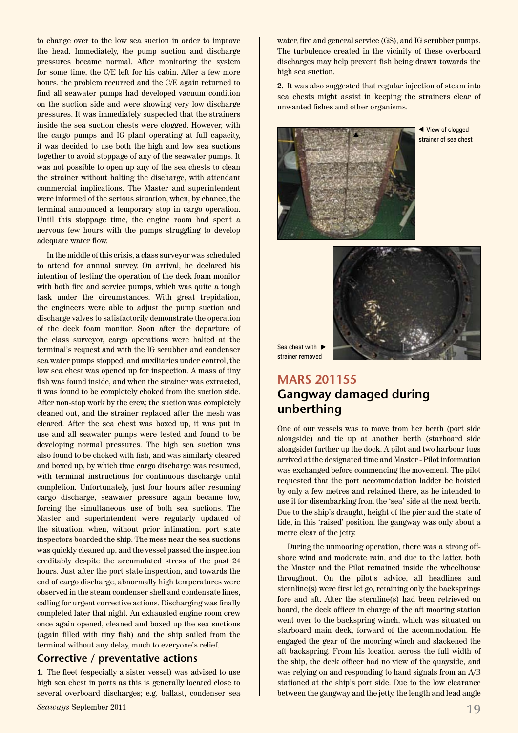to change over to the low sea suction in order to improve the head. Immediately, the pump suction and discharge pressures became normal. After monitoring the system for some time, the C/E left for his cabin. After a few more hours, the problem recurred and the C/E again returned to find all seawater pumps had developed vacuum condition on the suction side and were showing very low discharge pressures. It was immediately suspected that the strainers inside the sea suction chests were clogged. However, with the cargo pumps and IG plant operating at full capacity, it was decided to use both the high and low sea suctions together to avoid stoppage of any of the seawater pumps. It was not possible to open up any of the sea chests to clean the strainer without halting the discharge, with attendant commercial implications. The Master and superintendent were informed of the serious situation, when, by chance, the terminal announced a temporary stop in cargo operation. Until this stoppage time, the engine room had spent a nervous few hours with the pumps struggling to develop adequate water flow.

In the middle of this crisis, a class surveyor was scheduled to attend for annual survey. On arrival, he declared his intention of testing the operation of the deck foam monitor with both fire and service pumps, which was quite a tough task under the circumstances. With great trepidation, the engineers were able to adjust the pump suction and discharge valves to satisfactorily demonstrate the operation of the deck foam monitor. Soon after the departure of the class surveyor, cargo operations were halted at the terminal's request and with the IG scrubber and condenser sea water pumps stopped, and auxiliaries under control, the low sea chest was opened up for inspection. A mass of tiny fish was found inside, and when the strainer was extracted, it was found to be completely choked from the suction side. After non-stop work by the crew, the suction was completely cleaned out, and the strainer replaced after the mesh was cleared. After the sea chest was boxed up, it was put in use and all seawater pumps were tested and found to be developing normal pressures. The high sea suction was also found to be choked with fish, and was similarly cleared and boxed up, by which time cargo discharge was resumed, with terminal instructions for continuous discharge until completion. Unfortunately, just four hours after resuming cargo discharge, seawater pressure again became low, forcing the simultaneous use of both sea suctions. The Master and superintendent were regularly updated of the situation, when, without prior intimation, port state inspectors boarded the ship. The mess near the sea suctions was quickly cleaned up, and the vessel passed the inspection creditably despite the accumulated stress of the past 24 hours. Just after the port state inspection, and towards the end of cargo discharge, abnormally high temperatures were observed in the steam condenser shell and condensate lines, calling for urgent corrective actions. Discharging was finally completed later that night. An exhausted engine room crew once again opened, cleaned and boxed up the sea suctions (again filled with tiny fish) and the ship sailed from the terminal without any delay, much to everyone's relief.

### Corrective / preventative actions

**1.** The fleet (especially a sister vessel) was advised to use high sea chest in ports as this is generally located close to several overboard discharges; e.g. ballast, condenser sea water, fire and general service (GS), and IG scrubber pumps. The turbulence created in the vicinity of these overboard discharges may help prevent fish being drawn towards the high sea suction.

**2.** It was also suggested that regular injection of steam into sea chests might assist in keeping the strainers clear of unwanted fishes and other organisms.

◀ View of clogged strainer of sea chest

Sea chest with strainer removed ▶

## MARS 201155
## Gangway damaged during unberthing

One of our vessels was to move from her berth (port side alongside) and tie up at another berth (starboard side alongside) further up the dock. A pilot and two harbour tugs arrived at the designated time and Master - Pilot information was exchanged before commencing the movement. The pilot requested that the port accommodation ladder be hoisted by only a few metres and retained there, as he intended to use it for disembarking from the 'sea' side at the next berth. Due to the ship's draught, height of the pier and the state of tide, in this 'raised' position, the gangway was only about a metre clear of the jetty.

During the unmooring operation, there was a strong off-shore wind and moderate rain, and due to the latter, both the Master and the Pilot remained inside the wheelhouse throughout. On the pilot's advice, all headlines and sternline(s) were first let go, retaining only the backsprings fore and aft. After the sternline(s) had been retrieved on board, the deck officer in charge of the aft mooring station went over to the backspring winch, which was situated on starboard main deck, forward of the accommodation. He engaged the gear of the mooring winch and slackened the aft backspring. From his location across the full width of the ship, the deck officer had no view of the quayside, and was relying on and responding to hand signals from an A/B stationed at the ship's port side. Due to the low clearance between the gangway and the jetty, the length and lead angle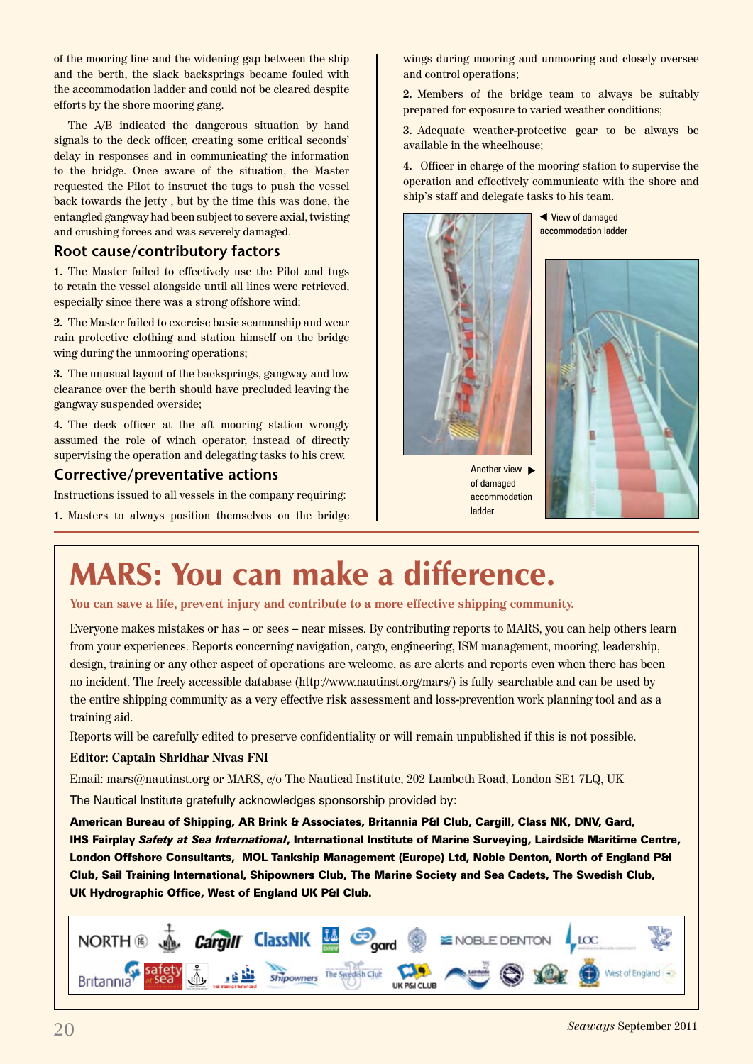of the mooring line and the widening gap between the ship and the berth, the slack backsprings became fouled with the accommodation ladder and could not be cleared despite efforts by the shore mooring gang.

The A/B indicated the dangerous situation by hand signals to the deck officer, creating some critical seconds' delay in responses and in communicating the information to the bridge. Once aware of the situation, the Master requested the Pilot to instruct the tugs to push the vessel back towards the jetty , but by the time this was done, the entangled gangway had been subject to severe axial, twisting and crushing forces and was severely damaged.

### Root cause/contributory factors

**1.** The Master failed to effectively use the Pilot and tugs to retain the vessel alongside until all lines were retrieved, especially since there was a strong offshore wind;

**2.** The Master failed to exercise basic seamanship and wear rain protective clothing and station himself on the bridge wing during the unmooring operations;

**3.** The unusual layout of the backsprings, gangway and low clearance over the berth should have precluded leaving the gangway suspended overside;

**4.** The deck officer at the aft mooring station wrongly assumed the role of winch operator, instead of directly supervising the operation and delegating tasks to his crew.

### Corrective/preventative actions

Instructions issued to all vessels in the company requiring:

**1.** Masters to always position themselves on the bridge wings during mooring and unmooring and closely oversee and control operations;

**2.** Members of the bridge team to always be suitably prepared for exposure to varied weather conditions;

**3.** Adequate weather-protective gear to be always available in the wheelhouse;

**4.** Officer in charge of the mooring station to supervise the operation and effectively communicate with the shore and ship's staff and delegate tasks to his team.

◀ View of damaged accommodation ladder

Another view ▶ of damaged accommodation ladder

# MARS: You can make a difference.

**You can save a life, prevent injury and contribute to a more effective shipping community.**

Everyone makes mistakes or has – or sees – near misses. By contributing reports to MARS, you can help others learn from your experiences. Reports concerning navigation, cargo, engineering, ISM management, mooring, leadership, design, training or any other aspect of operations are welcome, as are alerts and reports even when there has been no incident. The freely accessible database (http://www.nautinst.org/mars/) is fully searchable and can be used by the entire shipping community as a very effective risk assessment and loss-prevention work planning tool and as a training aid.

Reports will be carefully edited to preserve confidentiality or will remain unpublished if this is not possible.

**Editor: Captain Shridhar Nivas FNI**

Email: mars@nautinst.org or MARS, c/o The Nautical Institute, 202 Lambeth Road, London SE1 7LQ, UK

The Nautical Institute gratefully acknowledges sponsorship provided by:

**American Bureau of Shipping, AR Brink & Associates, Britannia P&I Club, Cargill, Class NK, DNV, Gard, IHS Fairplay *Safety at Sea International*, International Institute of Marine Surveying, Lairdside Maritime Centre, London Offshore Consultants, MOL Tankship Management (Europe) Ltd, Noble Denton, North of England P&I Club, Sail Training International, Shipowners Club, The Marine Society and Sea Cadets, The Swedish Club, UK Hydrographic Office, West of England UK P&I Club.**